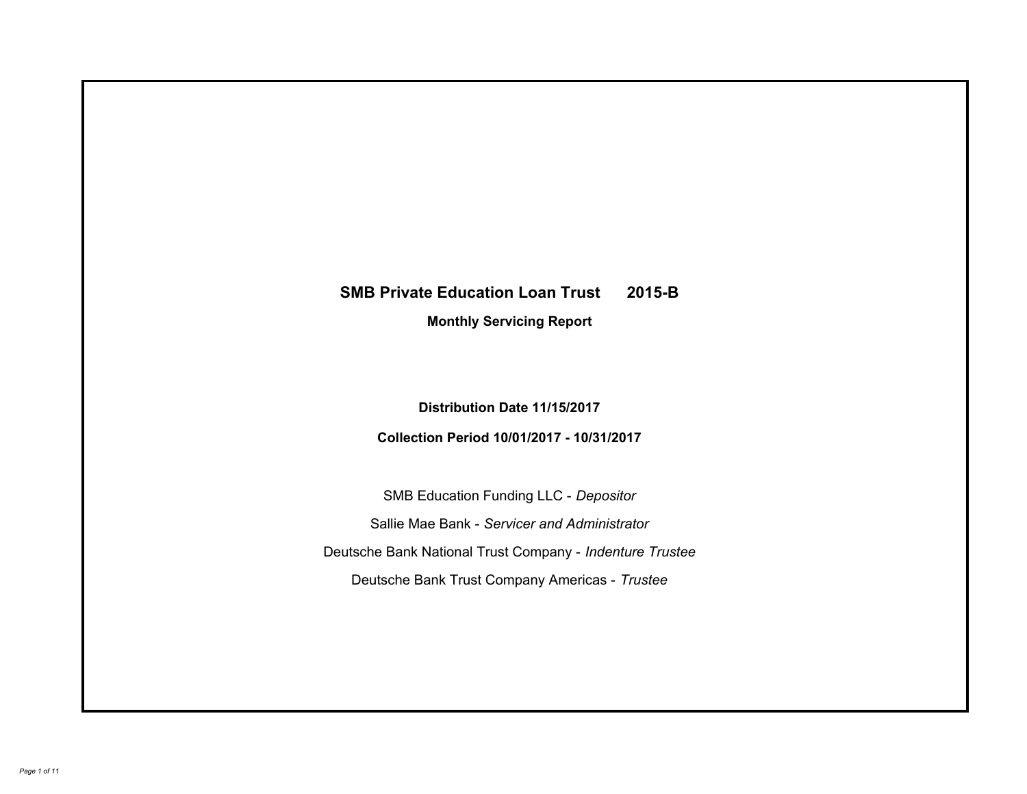# SMB Private Education Loan Trust 2015-B

## Monthly Servicing Report

**Distribution Date 11/15/2017**

**Collection Period 10/01/2017 - 10/31/2017**

SMB Education Funding LLC - *Depositor*

Sallie Mae Bank - *Servicer and Administrator*

Deutsche Bank National Trust Company - *Indenture Trustee*

Deutsche Bank Trust Company Americas - *Trustee*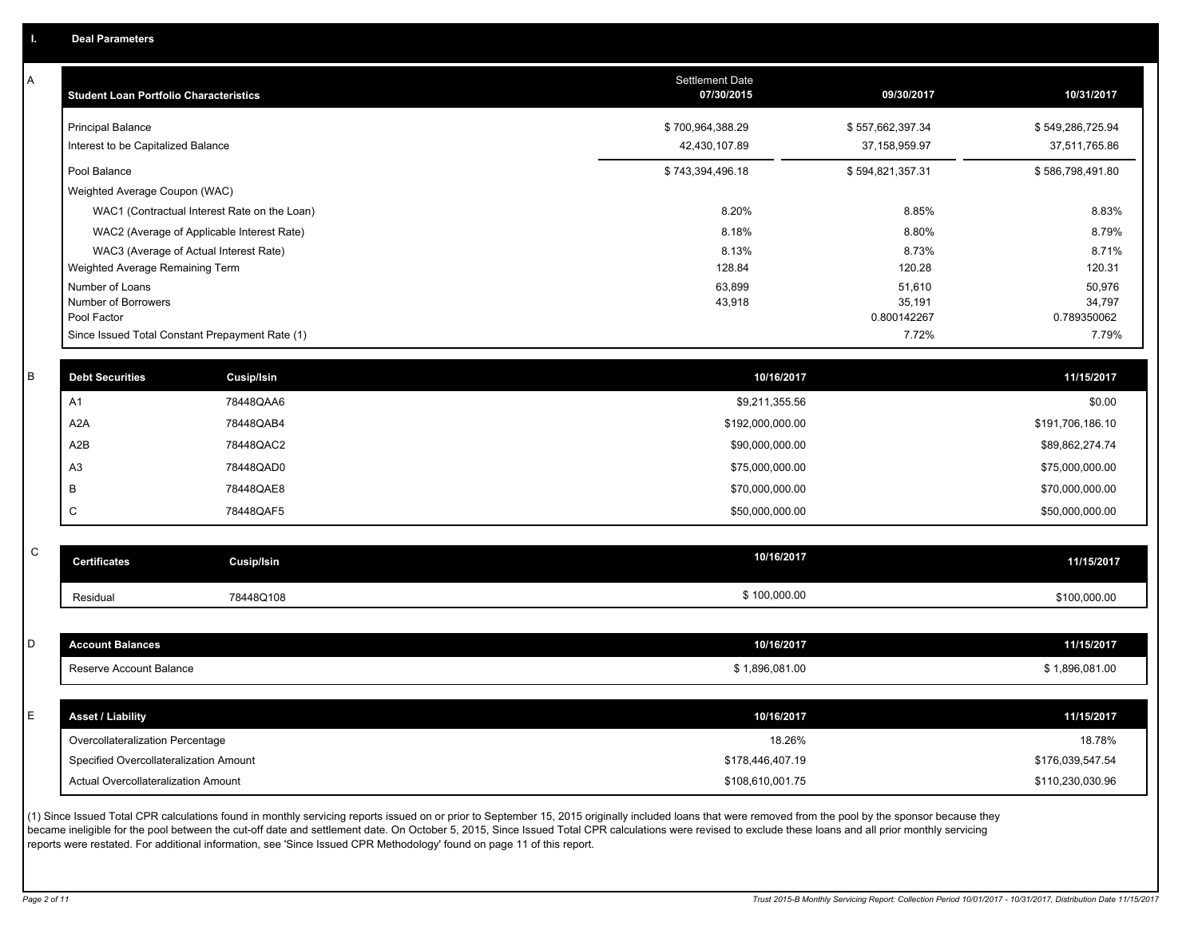## I. Deal Parameters

### A

| Student Loan Portfolio Characteristics | Settlement Date 07/30/2015 | 09/30/2017 | 10/31/2017 |
|---|---|---|---|
| Principal Balance | $ 700,964,388.29 | $ 557,662,397.34 | $ 549,286,725.94 |
| Interest to be Capitalized Balance | 42,430,107.89 | 37,158,959.97 | 37,511,765.86 |
| Pool Balance | $ 743,394,496.18 | $ 594,821,357.31 | $ 586,798,491.80 |
| Weighted Average Coupon (WAC) | | | |
| WAC1 (Contractual Interest Rate on the Loan) | 8.20% | 8.85% | 8.83% |
| WAC2 (Average of Applicable Interest Rate) | 8.18% | 8.80% | 8.79% |
| WAC3 (Average of Actual Interest Rate) | 8.13% | 8.73% | 8.71% |
| Weighted Average Remaining Term | 128.84 | 120.28 | 120.31 |
| Number of Loans | 63,899 | 51,610 | 50,976 |
| Number of Borrowers | 43,918 | 35,191 | 34,797 |
| Pool Factor | | 0.800142267 | 0.789350062 |
| Since Issued Total Constant Prepayment Rate (1) | | 7.72% | 7.79% |

### B

| Debt Securities | Cusip/Isin | 10/16/2017 | 11/15/2017 |
|---|---|---|---|
| A1 | 78448QAA6 | $9,211,355.56 | $0.00 |
| A2A | 78448QAB4 | $192,000,000.00 | $191,706,186.10 |
| A2B | 78448QAC2 | $90,000,000.00 | $89,862,274.74 |
| A3 | 78448QAD0 | $75,000,000.00 | $75,000,000.00 |
| B | 78448QAE8 | $70,000,000.00 | $70,000,000.00 |
| C | 78448QAF5 | $50,000,000.00 | $50,000,000.00 |

### C

| Certificates | Cusip/Isin | 10/16/2017 | 11/15/2017 |
|---|---|---|---|
| Residual | 78448Q108 | $ 100,000.00 | $100,000.00 |

### D

| Account Balances | 10/16/2017 | 11/15/2017 |
|---|---|---|
| Reserve Account Balance | $ 1,896,081.00 | $ 1,896,081.00 |

### E

| Asset / Liability | 10/16/2017 | 11/15/2017 |
|---|---|---|
| Overcollateralization Percentage | 18.26% | 18.78% |
| Specified Overcollateralization Amount | $178,446,407.19 | $176,039,547.54 |
| Actual Overcollateralization Amount | $108,610,001.75 | $110,230,030.96 |

(1) Since Issued Total CPR calculations found in monthly servicing reports issued on or prior to September 15, 2015 originally included loans that were removed from the pool by the sponsor because they became ineligible for the pool between the cut-off date and settlement date. On October 5, 2015, Since Issued Total CPR calculations were revised to exclude these loans and all prior monthly servicing reports were restated. For additional information, see 'Since Issued CPR Methodology' found on page 11 of this report.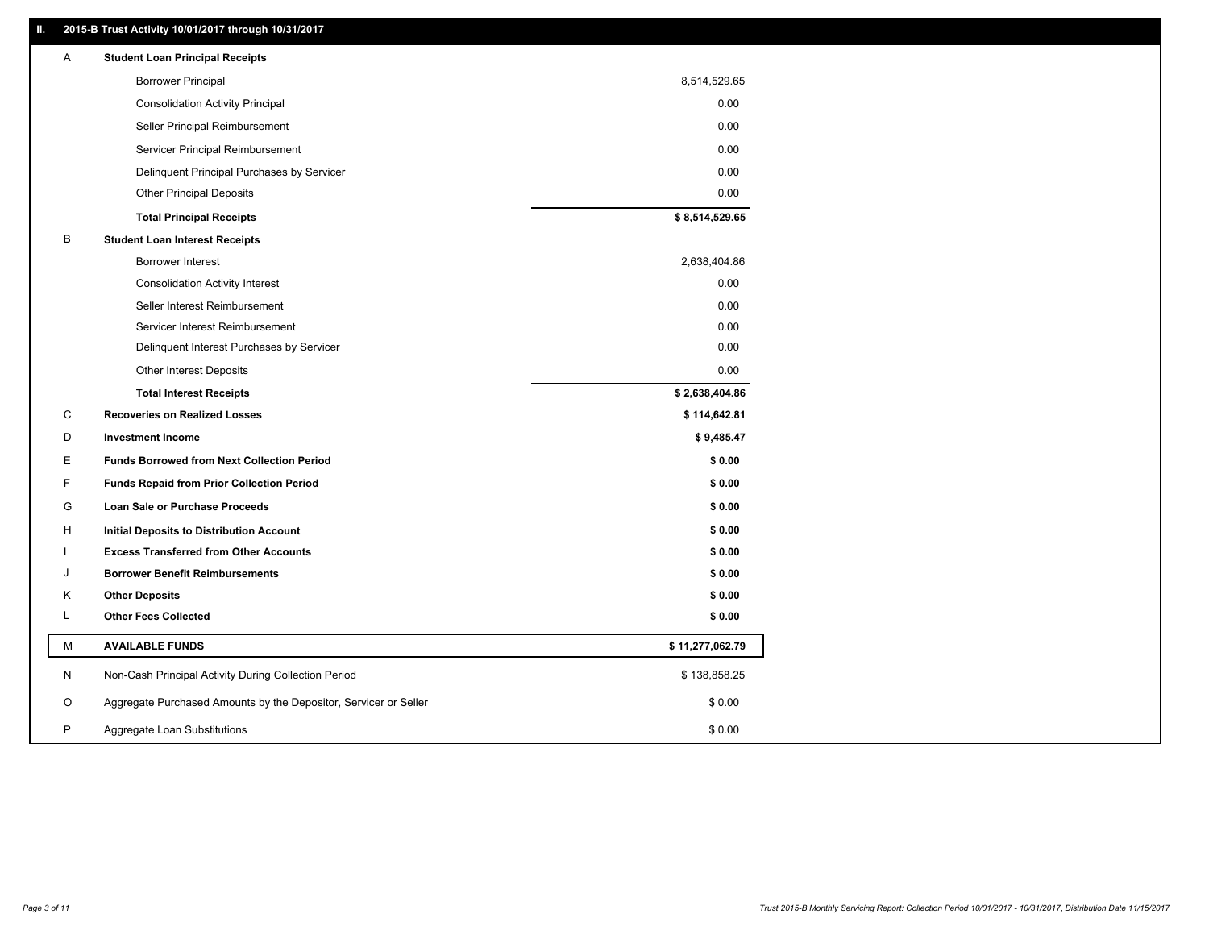## II. 2015-B Trust Activity 10/01/2017 through 10/31/2017

| | | |
|---|---|---|
| A | **Student Loan Principal Receipts** | |
| | Borrower Principal | 8,514,529.65 |
| | Consolidation Activity Principal | 0.00 |
| | Seller Principal Reimbursement | 0.00 |
| | Servicer Principal Reimbursement | 0.00 |
| | Delinquent Principal Purchases by Servicer | 0.00 |
| | Other Principal Deposits | 0.00 |
| | **Total Principal Receipts** | **$ 8,514,529.65** |
| B | **Student Loan Interest Receipts** | |
| | Borrower Interest | 2,638,404.86 |
| | Consolidation Activity Interest | 0.00 |
| | Seller Interest Reimbursement | 0.00 |
| | Servicer Interest Reimbursement | 0.00 |
| | Delinquent Interest Purchases by Servicer | 0.00 |
| | Other Interest Deposits | 0.00 |
| | **Total Interest Receipts** | **$ 2,638,404.86** |
| C | **Recoveries on Realized Losses** | **$ 114,642.81** |
| D | **Investment Income** | **$ 9,485.47** |
| E | **Funds Borrowed from Next Collection Period** | **$ 0.00** |
| F | **Funds Repaid from Prior Collection Period** | **$ 0.00** |
| G | **Loan Sale or Purchase Proceeds** | **$ 0.00** |
| H | **Initial Deposits to Distribution Account** | **$ 0.00** |
| I | **Excess Transferred from Other Accounts** | **$ 0.00** |
| J | **Borrower Benefit Reimbursements** | **$ 0.00** |
| K | **Other Deposits** | **$ 0.00** |
| L | **Other Fees Collected** | **$ 0.00** |
| M | **AVAILABLE FUNDS** | **$ 11,277,062.79** |
| N | Non-Cash Principal Activity During Collection Period | $ 138,858.25 |
| O | Aggregate Purchased Amounts by the Depositor, Servicer or Seller | $ 0.00 |
| P | Aggregate Loan Substitutions | $ 0.00 |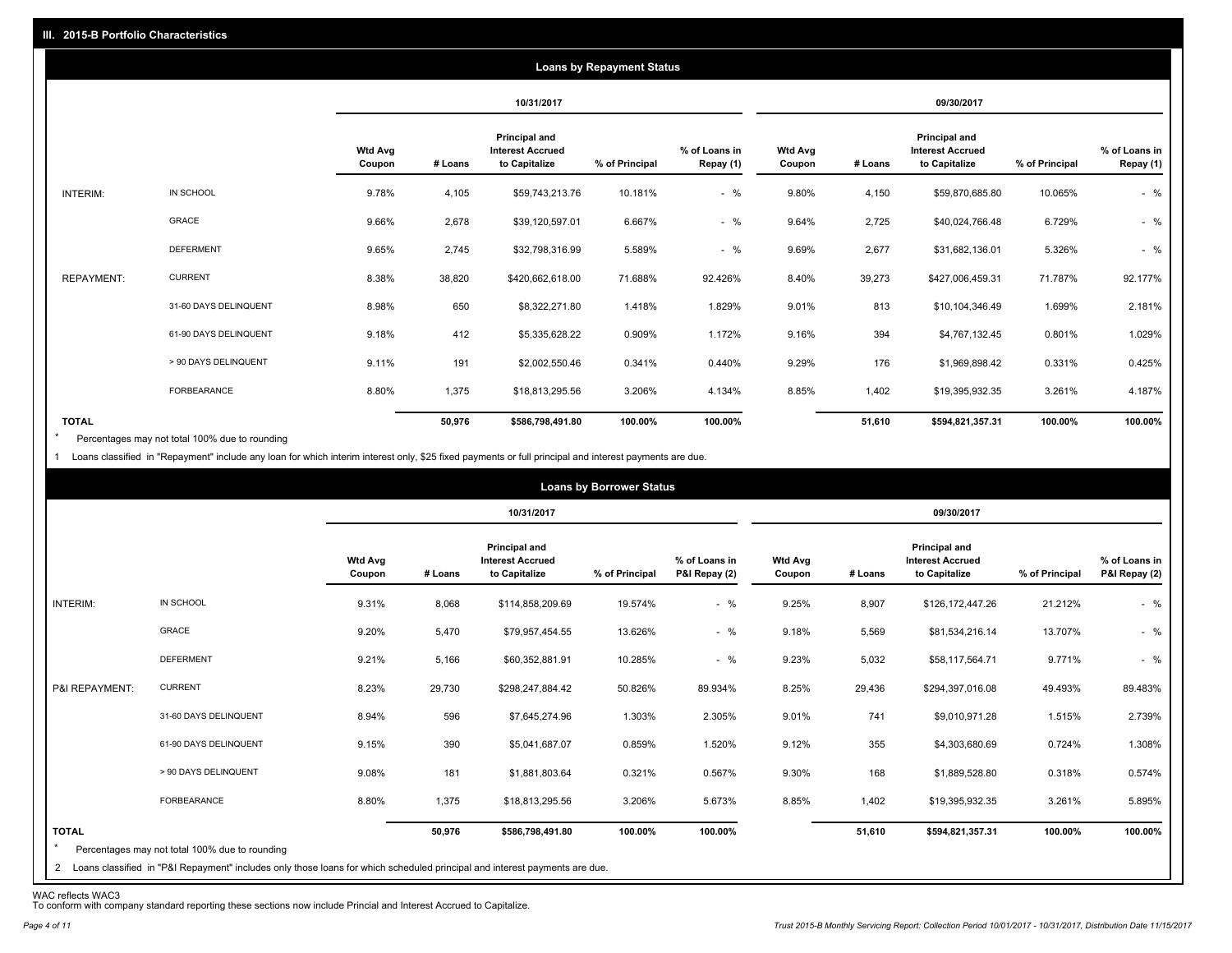## III. 2015-B Portfolio Characteristics

### Loans by Repayment Status

| | | 10/31/2017 | | | | | 09/30/2017 | | | | |
|---|---|---|---|---|---|---|---|---|---|---|---|
| | | Wtd Avg Coupon | # Loans | Principal and Interest Accrued to Capitalize | % of Principal | % of Loans in Repay (1) | Wtd Avg Coupon | # Loans | Principal and Interest Accrued to Capitalize | % of Principal | % of Loans in Repay (1) |
| INTERIM: | IN SCHOOL | 9.78% | 4,105 | $59,743,213.76 | 10.181% | - % | 9.80% | 4,150 | $59,870,685.80 | 10.065% | - % |
| | GRACE | 9.66% | 2,678 | $39,120,597.01 | 6.667% | - % | 9.64% | 2,725 | $40,024,766.48 | 6.729% | - % |
| | DEFERMENT | 9.65% | 2,745 | $32,798,316.99 | 5.589% | - % | 9.69% | 2,677 | $31,682,136.01 | 5.326% | - % |
| REPAYMENT: | CURRENT | 8.38% | 38,820 | $420,662,618.00 | 71.688% | 92.426% | 8.40% | 39,273 | $427,006,459.31 | 71.787% | 92.177% |
| | 31-60 DAYS DELINQUENT | 8.98% | 650 | $8,322,271.80 | 1.418% | 1.829% | 9.01% | 813 | $10,104,346.49 | 1.699% | 2.181% |
| | 61-90 DAYS DELINQUENT | 9.18% | 412 | $5,335,628.22 | 0.909% | 1.172% | 9.16% | 394 | $4,767,132.45 | 0.801% | 1.029% |
| | > 90 DAYS DELINQUENT | 9.11% | 191 | $2,002,550.46 | 0.341% | 0.440% | 9.29% | 176 | $1,969,898.42 | 0.331% | 0.425% |
| | FORBEARANCE | 8.80% | 1,375 | $18,813,295.56 | 3.206% | 4.134% | 8.85% | 1,402 | $19,395,932.35 | 3.261% | 4.187% |
| **TOTAL** | | | **50,976** | **$586,798,491.80** | **100.00%** | **100.00%** | | **51,610** | **$594,821,357.31** | **100.00%** | **100.00%** |

* Percentages may not total 100% due to rounding

1 Loans classified in "Repayment" include any loan for which interim interest only, $25 fixed payments or full principal and interest payments are due.

### Loans by Borrower Status

| | | 10/31/2017 | | | | | 09/30/2017 | | | | |
|---|---|---|---|---|---|---|---|---|---|---|---|
| | | Wtd Avg Coupon | # Loans | Principal and Interest Accrued to Capitalize | % of Principal | % of Loans in P&I Repay (2) | Wtd Avg Coupon | # Loans | Principal and Interest Accrued to Capitalize | % of Principal | % of Loans in P&I Repay (2) |
| INTERIM: | IN SCHOOL | 9.31% | 8,068 | $114,858,209.69 | 19.574% | - % | 9.25% | 8,907 | $126,172,447.26 | 21.212% | - % |
| | GRACE | 9.20% | 5,470 | $79,957,454.55 | 13.626% | - % | 9.18% | 5,569 | $81,534,216.14 | 13.707% | - % |
| | DEFERMENT | 9.21% | 5,166 | $60,352,881.91 | 10.285% | - % | 9.23% | 5,032 | $58,117,564.71 | 9.771% | - % |
| P&I REPAYMENT: | CURRENT | 8.23% | 29,730 | $298,247,884.42 | 50.826% | 89.934% | 8.25% | 29,436 | $294,397,016.08 | 49.493% | 89.483% |
| | 31-60 DAYS DELINQUENT | 8.94% | 596 | $7,645,274.96 | 1.303% | 2.305% | 9.01% | 741 | $9,010,971.28 | 1.515% | 2.739% |
| | 61-90 DAYS DELINQUENT | 9.15% | 390 | $5,041,687.07 | 0.859% | 1.520% | 9.12% | 355 | $4,303,680.69 | 0.724% | 1.308% |
| | > 90 DAYS DELINQUENT | 9.08% | 181 | $1,881,803.64 | 0.321% | 0.567% | 9.30% | 168 | $1,889,528.80 | 0.318% | 0.574% |
| | FORBEARANCE | 8.80% | 1,375 | $18,813,295.56 | 3.206% | 5.673% | 8.85% | 1,402 | $19,395,932.35 | 3.261% | 5.895% |
| **TOTAL** | | | **50,976** | **$586,798,491.80** | **100.00%** | **100.00%** | | **51,610** | **$594,821,357.31** | **100.00%** | **100.00%** |

* Percentages may not total 100% due to rounding

2 Loans classified in "P&I Repayment" includes only those loans for which scheduled principal and interest payments are due.

WAC reflects WAC3

To conform with company standard reporting these sections now include Princial and Interest Accrued to Capitalize.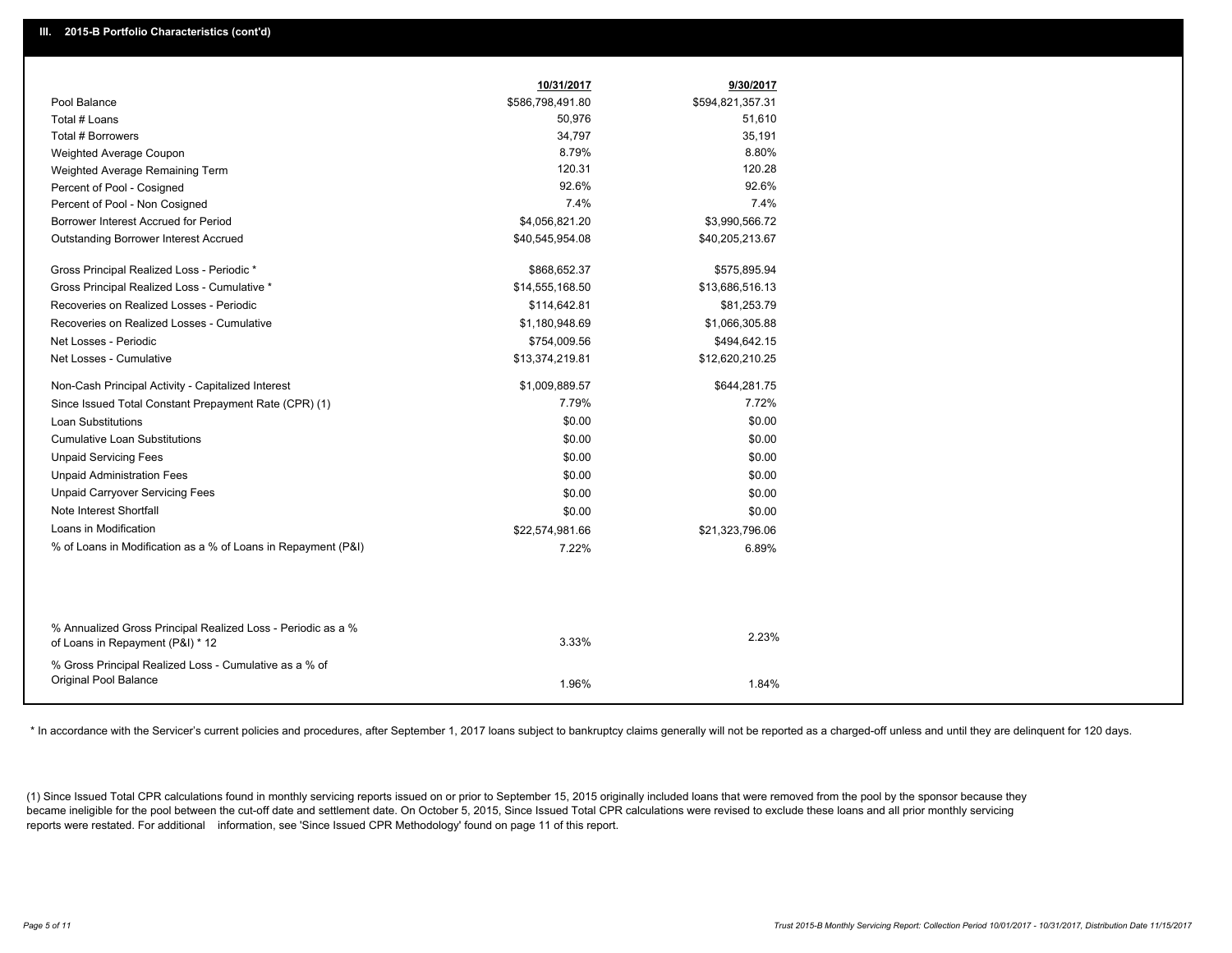## III. 2015-B Portfolio Characteristics (cont'd)

| | 10/31/2017 | 9/30/2017 |
|---|---|---|
| Pool Balance | $586,798,491.80 | $594,821,357.31 |
| Total # Loans | 50,976 | 51,610 |
| Total # Borrowers | 34,797 | 35,191 |
| Weighted Average Coupon | 8.79% | 8.80% |
| Weighted Average Remaining Term | 120.31 | 120.28 |
| Percent of Pool - Cosigned | 92.6% | 92.6% |
| Percent of Pool - Non Cosigned | 7.4% | 7.4% |
| Borrower Interest Accrued for Period | $4,056,821.20 | $3,990,566.72 |
| Outstanding Borrower Interest Accrued | $40,545,954.08 | $40,205,213.67 |
| Gross Principal Realized Loss - Periodic * | $868,652.37 | $575,895.94 |
| Gross Principal Realized Loss - Cumulative * | $14,555,168.50 | $13,686,516.13 |
| Recoveries on Realized Losses - Periodic | $114,642.81 | $81,253.79 |
| Recoveries on Realized Losses - Cumulative | $1,180,948.69 | $1,066,305.88 |
| Net Losses - Periodic | $754,009.56 | $494,642.15 |
| Net Losses - Cumulative | $13,374,219.81 | $12,620,210.25 |
| Non-Cash Principal Activity - Capitalized Interest | $1,009,889.57 | $644,281.75 |
| Since Issued Total Constant Prepayment Rate (CPR) (1) | 7.79% | 7.72% |
| Loan Substitutions | $0.00 | $0.00 |
| Cumulative Loan Substitutions | $0.00 | $0.00 |
| Unpaid Servicing Fees | $0.00 | $0.00 |
| Unpaid Administration Fees | $0.00 | $0.00 |
| Unpaid Carryover Servicing Fees | $0.00 | $0.00 |
| Note Interest Shortfall | $0.00 | $0.00 |
| Loans in Modification | $22,574,981.66 | $21,323,796.06 |
| % of Loans in Modification as a % of Loans in Repayment (P&I) | 7.22% | 6.89% |
| % Annualized Gross Principal Realized Loss - Periodic as a % of Loans in Repayment (P&I) * 12 | 3.33% | 2.23% |
| % Gross Principal Realized Loss - Cumulative as a % of Original Pool Balance | 1.96% | 1.84% |

* In accordance with the Servicer's current policies and procedures, after September 1, 2017 loans subject to bankruptcy claims generally will not be reported as a charged-off unless and until they are delinquent for 120 days.

(1) Since Issued Total CPR calculations found in monthly servicing reports issued on or prior to September 15, 2015 originally included loans that were removed from the pool by the sponsor because they became ineligible for the pool between the cut-off date and settlement date. On October 5, 2015, Since Issued Total CPR calculations were revised to exclude these loans and all prior monthly servicing reports were restated. For additional information, see 'Since Issued CPR Methodology' found on page 11 of this report.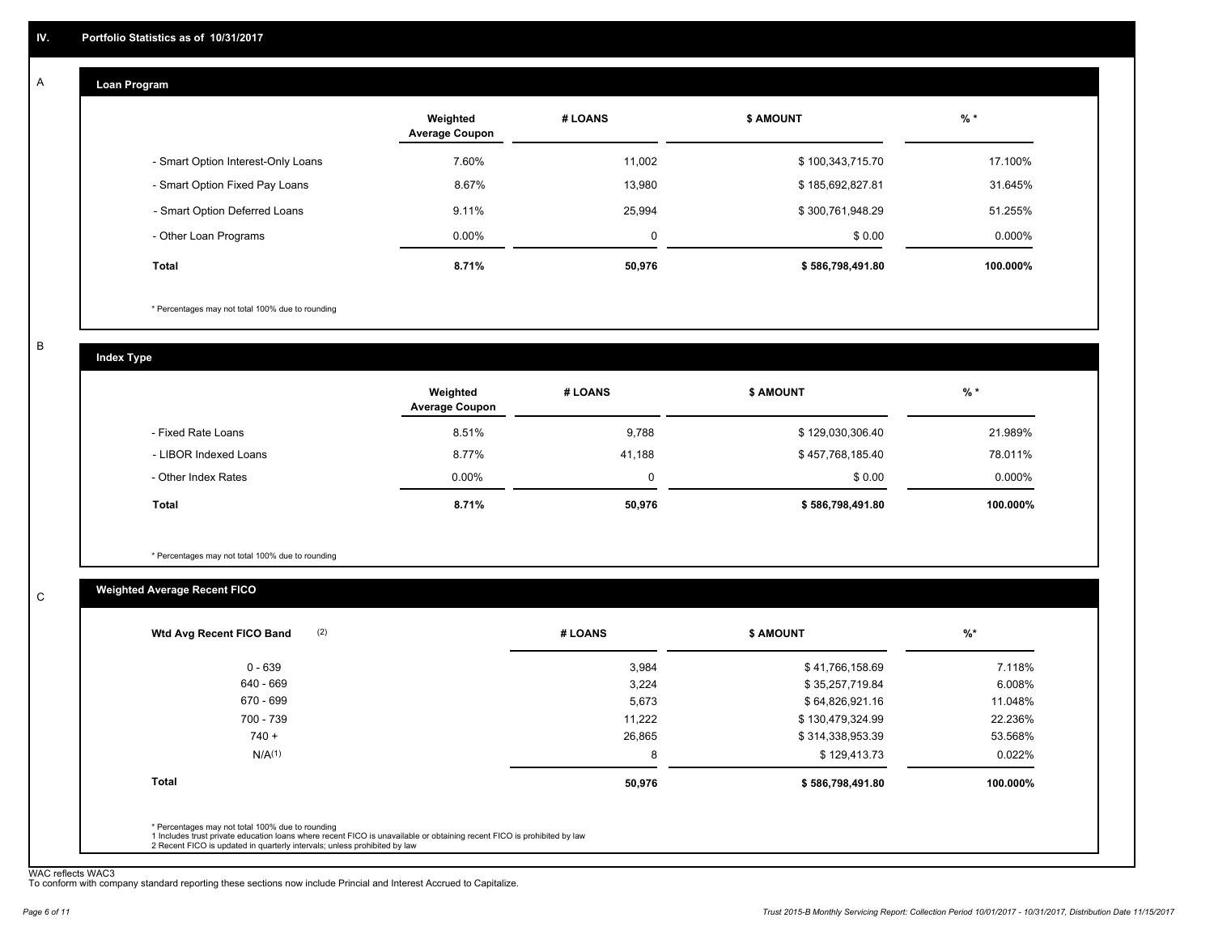## IV. Portfolio Statistics as of 10/31/2017

### A — Loan Program

| | Weighted Average Coupon | # LOANS | $ AMOUNT | % * |
|---|---|---|---|---|
| - Smart Option Interest-Only Loans | 7.60% | 11,002 | $ 100,343,715.70 | 17.100% |
| - Smart Option Fixed Pay Loans | 8.67% | 13,980 | $ 185,692,827.81 | 31.645% |
| - Smart Option Deferred Loans | 9.11% | 25,994 | $ 300,761,948.29 | 51.255% |
| - Other Loan Programs | 0.00% | 0 | $ 0.00 | 0.000% |
| **Total** | **8.71%** | **50,976** | **$ 586,798,491.80** | **100.000%** |

* Percentages may not total 100% due to rounding

### B — Index Type

| | Weighted Average Coupon | # LOANS | $ AMOUNT | % * |
|---|---|---|---|---|
| - Fixed Rate Loans | 8.51% | 9,788 | $ 129,030,306.40 | 21.989% |
| - LIBOR Indexed Loans | 8.77% | 41,188 | $ 457,768,185.40 | 78.011% |
| - Other Index Rates | 0.00% | 0 | $ 0.00 | 0.000% |
| **Total** | **8.71%** | **50,976** | **$ 586,798,491.80** | **100.000%** |

* Percentages may not total 100% due to rounding

### C — Weighted Average Recent FICO

| Wtd Avg Recent FICO Band (2) | # LOANS | $ AMOUNT | %* |
|---|---|---|---|
| 0 - 639 | 3,984 | $ 41,766,158.69 | 7.118% |
| 640 - 669 | 3,224 | $ 35,257,719.84 | 6.008% |
| 670 - 699 | 5,673 | $ 64,826,921.16 | 11.048% |
| 700 - 739 | 11,222 | $ 130,479,324.99 | 22.236% |
| 740 + | 26,865 | $ 314,338,953.39 | 53.568% |
| N/A(1) | 8 | $ 129,413.73 | 0.022% |
| **Total** | **50,976** | **$ 586,798,491.80** | **100.000%** |

* Percentages may not total 100% due to rounding
1 Includes trust private education loans where recent FICO is unavailable or obtaining recent FICO is prohibited by law
2 Recent FICO is updated in quarterly intervals; unless prohibited by law

WAC reflects WAC3
To conform with company standard reporting these sections now include Princial and Interest Accrued to Capitalize.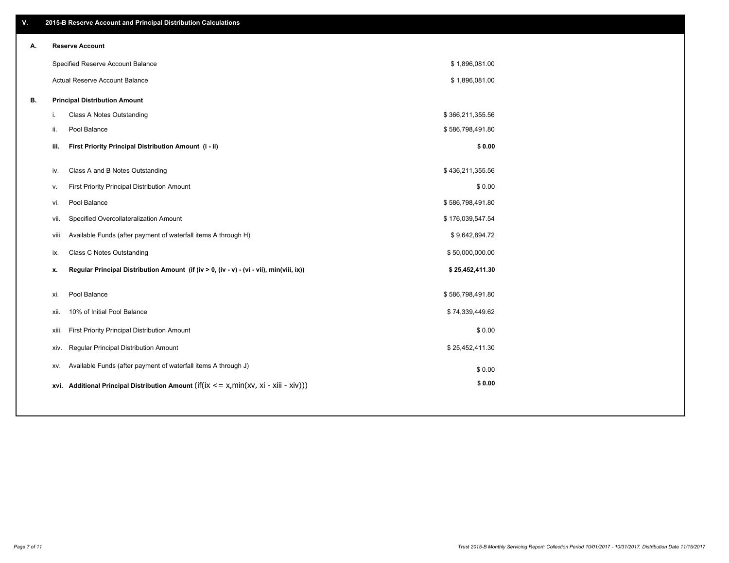# V. 2015-B Reserve Account and Principal Distribution Calculations

## A. Reserve Account

| | |
|---|---|
| Specified Reserve Account Balance | $ 1,896,081.00 |
| Actual Reserve Account Balance | $ 1,896,081.00 |

## B. Principal Distribution Amount

| | | |
|---|---|---|
| i. | Class A Notes Outstanding | $ 366,211,355.56 |
| ii. | Pool Balance | $ 586,798,491.80 |
| **iii.** | **First Priority Principal Distribution Amount (i - ii)** | **$ 0.00** |
| iv. | Class A and B Notes Outstanding | $ 436,211,355.56 |
| v. | First Priority Principal Distribution Amount | $ 0.00 |
| vi. | Pool Balance | $ 586,798,491.80 |
| vii. | Specified Overcollateralization Amount | $ 176,039,547.54 |
| viii. | Available Funds (after payment of waterfall items A through H) | $ 9,642,894.72 |
| ix. | Class C Notes Outstanding | $ 50,000,000.00 |
| **x.** | **Regular Principal Distribution Amount (if (iv > 0, (iv - v) - (vi - vii), min(viii, ix))** | **$ 25,452,411.30** |
| xi. | Pool Balance | $ 586,798,491.80 |
| xii. | 10% of Initial Pool Balance | $ 74,339,449.62 |
| xiii. | First Priority Principal Distribution Amount | $ 0.00 |
| xiv. | Regular Principal Distribution Amount | $ 25,452,411.30 |
| xv. | Available Funds (after payment of waterfall items A through J) | $ 0.00 |
| **xvi.** | **Additional Principal Distribution Amount** (if(ix <= x,min(xv, xi - xiii - xiv))) | **$ 0.00** |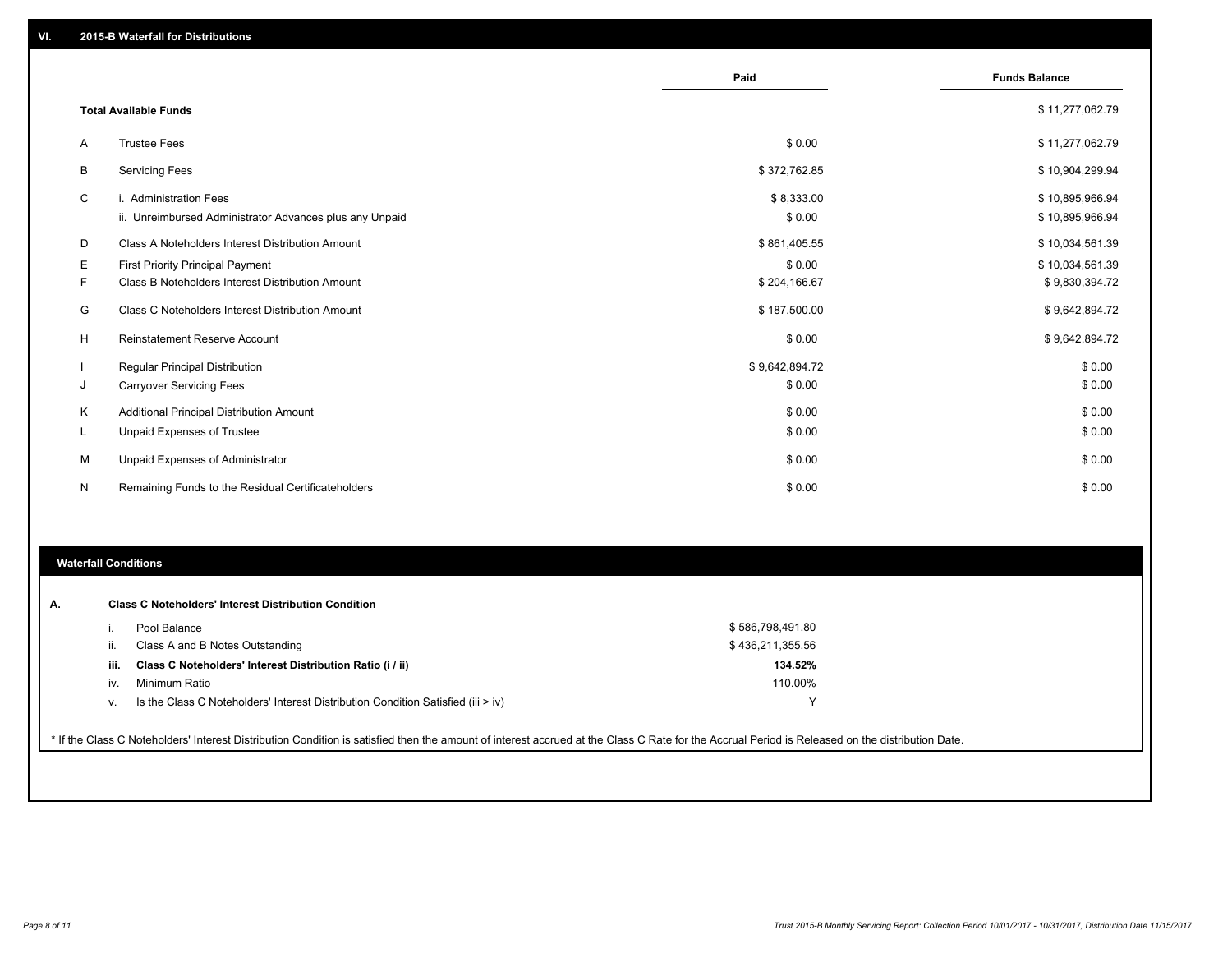## VI. 2015-B Waterfall for Distributions

| | | Paid | Funds Balance |
|---|---|---|---|
| | **Total Available Funds** | | $ 11,277,062.79 |
| A | Trustee Fees | $ 0.00 | $ 11,277,062.79 |
| B | Servicing Fees | $ 372,762.85 | $ 10,904,299.94 |
| C | i. Administration Fees | $ 8,333.00 | $ 10,895,966.94 |
| | ii. Unreimbursed Administrator Advances plus any Unpaid | $ 0.00 | $ 10,895,966.94 |
| D | Class A Noteholders Interest Distribution Amount | $ 861,405.55 | $ 10,034,561.39 |
| E | First Priority Principal Payment | $ 0.00 | $ 10,034,561.39 |
| F | Class B Noteholders Interest Distribution Amount | $ 204,166.67 | $ 9,830,394.72 |
| G | Class C Noteholders Interest Distribution Amount | $ 187,500.00 | $ 9,642,894.72 |
| H | Reinstatement Reserve Account | $ 0.00 | $ 9,642,894.72 |
| I | Regular Principal Distribution | $ 9,642,894.72 | $ 0.00 |
| J | Carryover Servicing Fees | $ 0.00 | $ 0.00 |
| K | Additional Principal Distribution Amount | $ 0.00 | $ 0.00 |
| L | Unpaid Expenses of Trustee | $ 0.00 | $ 0.00 |
| M | Unpaid Expenses of Administrator | $ 0.00 | $ 0.00 |
| N | Remaining Funds to the Residual Certificateholders | $ 0.00 | $ 0.00 |

### Waterfall Conditions

**A. Class C Noteholders' Interest Distribution Condition**

| | | |
|---|---|---|
| i. | Pool Balance | $ 586,798,491.80 |
| ii. | Class A and B Notes Outstanding | $ 436,211,355.56 |
| **iii.** | **Class C Noteholders' Interest Distribution Ratio (i / ii)** | **134.52%** |
| iv. | Minimum Ratio | 110.00% |
| v. | Is the Class C Noteholders' Interest Distribution Condition Satisfied (iii > iv) | Y |

* If the Class C Noteholders' Interest Distribution Condition is satisfied then the amount of interest accrued at the Class C Rate for the Accrual Period is Released on the distribution Date.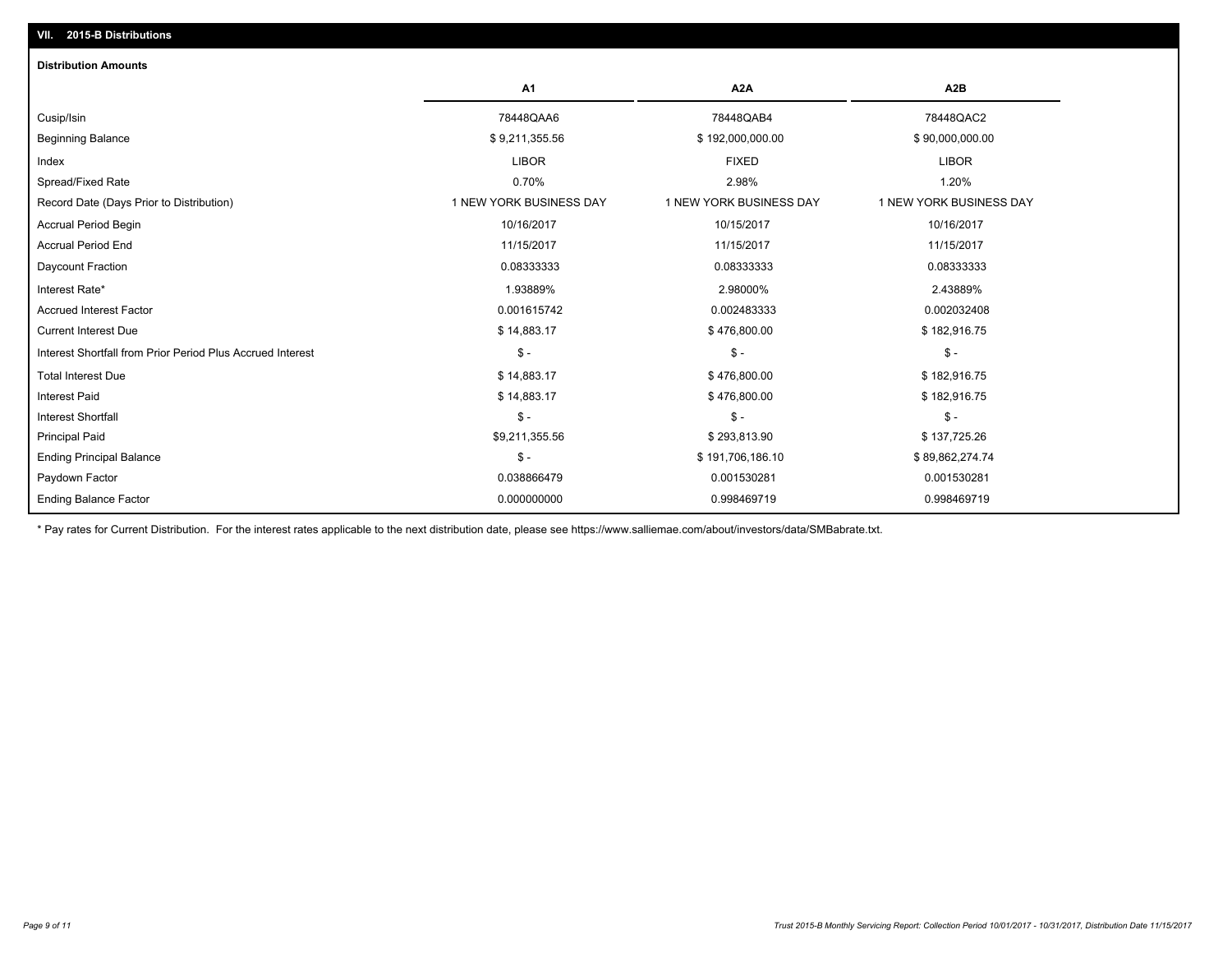## VII. 2015-B Distributions

### Distribution Amounts

| | A1 | A2A | A2B |
|---|---|---|---|
| Cusip/Isin | 78448QAA6 | 78448QAB4 | 78448QAC2 |
| Beginning Balance | $ 9,211,355.56 | $ 192,000,000.00 | $ 90,000,000.00 |
| Index | LIBOR | FIXED | LIBOR |
| Spread/Fixed Rate | 0.70% | 2.98% | 1.20% |
| Record Date (Days Prior to Distribution) | 1 NEW YORK BUSINESS DAY | 1 NEW YORK BUSINESS DAY | 1 NEW YORK BUSINESS DAY |
| Accrual Period Begin | 10/16/2017 | 10/15/2017 | 10/16/2017 |
| Accrual Period End | 11/15/2017 | 11/15/2017 | 11/15/2017 |
| Daycount Fraction | 0.08333333 | 0.08333333 | 0.08333333 |
| Interest Rate* | 1.93889% | 2.98000% | 2.43889% |
| Accrued Interest Factor | 0.001615742 | 0.002483333 | 0.002032408 |
| Current Interest Due | $ 14,883.17 | $ 476,800.00 | $ 182,916.75 |
| Interest Shortfall from Prior Period Plus Accrued Interest | $ - | $ - | $ - |
| Total Interest Due | $ 14,883.17 | $ 476,800.00 | $ 182,916.75 |
| Interest Paid | $ 14,883.17 | $ 476,800.00 | $ 182,916.75 |
| Interest Shortfall | $ - | $ - | $ - |
| Principal Paid | $9,211,355.56 | $ 293,813.90 | $ 137,725.26 |
| Ending Principal Balance | $ - | $ 191,706,186.10 | $ 89,862,274.74 |
| Paydown Factor | 0.038866479 | 0.001530281 | 0.001530281 |
| Ending Balance Factor | 0.000000000 | 0.998469719 | 0.998469719 |

\* Pay rates for Current Distribution. For the interest rates applicable to the next distribution date, please see https://www.salliemae.com/about/investors/data/SMBabrate.txt.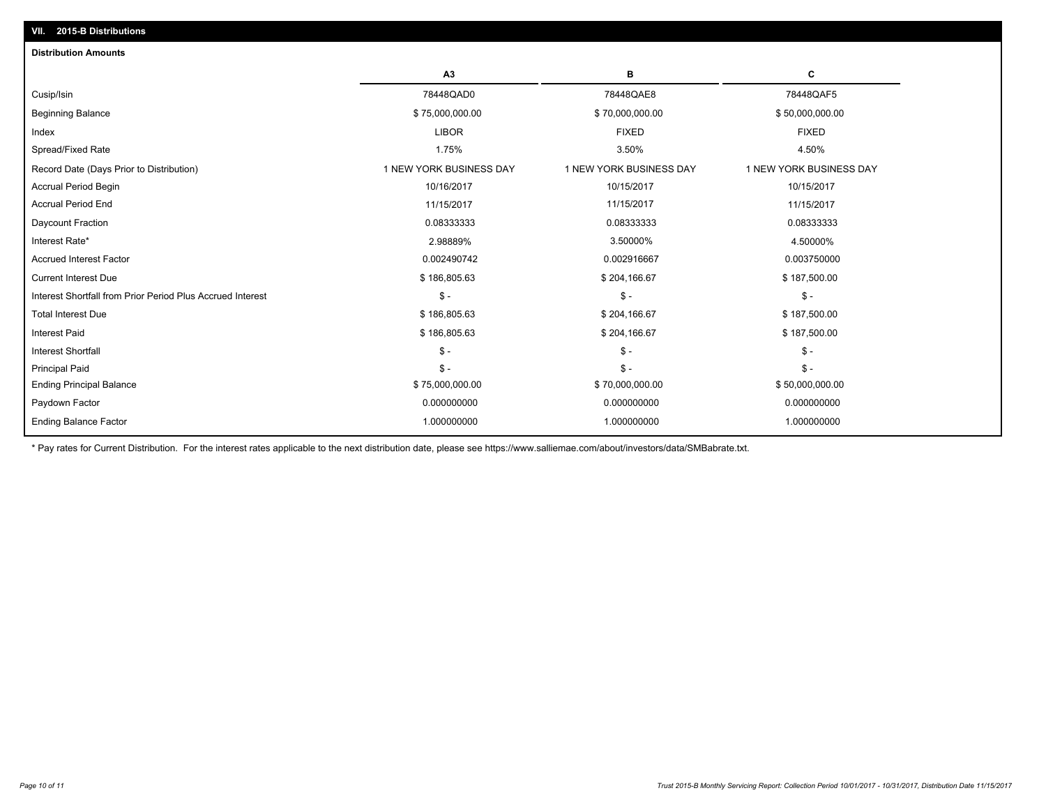## VII. 2015-B Distributions

### Distribution Amounts

| | A3 | B | C |
|---|---|---|---|
| Cusip/Isin | 78448QAD0 | 78448QAE8 | 78448QAF5 |
| Beginning Balance | $ 75,000,000.00 | $ 70,000,000.00 | $ 50,000,000.00 |
| Index | LIBOR | FIXED | FIXED |
| Spread/Fixed Rate | 1.75% | 3.50% | 4.50% |
| Record Date (Days Prior to Distribution) | 1 NEW YORK BUSINESS DAY | 1 NEW YORK BUSINESS DAY | 1 NEW YORK BUSINESS DAY |
| Accrual Period Begin | 10/16/2017 | 10/15/2017 | 10/15/2017 |
| Accrual Period End | 11/15/2017 | 11/15/2017 | 11/15/2017 |
| Daycount Fraction | 0.08333333 | 0.08333333 | 0.08333333 |
| Interest Rate* | 2.98889% | 3.50000% | 4.50000% |
| Accrued Interest Factor | 0.002490742 | 0.002916667 | 0.003750000 |
| Current Interest Due | $ 186,805.63 | $ 204,166.67 | $ 187,500.00 |
| Interest Shortfall from Prior Period Plus Accrued Interest | $ - | $ - | $ - |
| Total Interest Due | $ 186,805.63 | $ 204,166.67 | $ 187,500.00 |
| Interest Paid | $ 186,805.63 | $ 204,166.67 | $ 187,500.00 |
| Interest Shortfall | $ - | $ - | $ - |
| Principal Paid | $ - | $ - | $ - |
| Ending Principal Balance | $ 75,000,000.00 | $ 70,000,000.00 | $ 50,000,000.00 |
| Paydown Factor | 0.000000000 | 0.000000000 | 0.000000000 |
| Ending Balance Factor | 1.000000000 | 1.000000000 | 1.000000000 |

* Pay rates for Current Distribution. For the interest rates applicable to the next distribution date, please see https://www.salliemae.com/about/investors/data/SMBabrate.txt.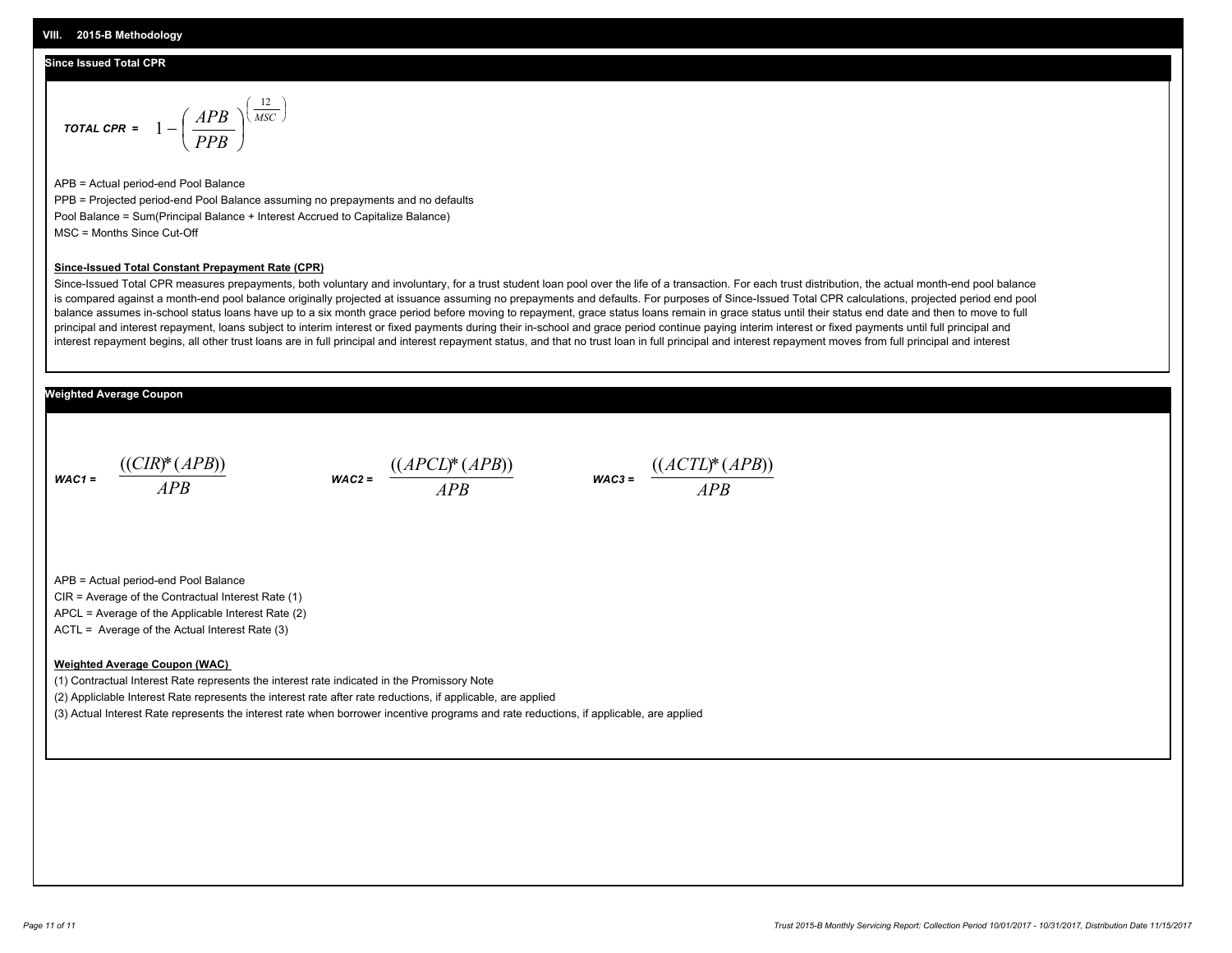## VIII. 2015-B Methodology

### Since Issued Total CPR

$$\textit{TOTAL CPR} = 1 - \left( \frac{APB}{PPB} \right)^{\left( \frac{12}{MSC} \right)}$$

APB = Actual period-end Pool Balance

PPB = Projected period-end Pool Balance assuming no prepayments and no defaults

Pool Balance = Sum(Principal Balance + Interest Accrued to Capitalize Balance)

MSC = Months Since Cut-Off

**Since-Issued Total Constant Prepayment Rate (CPR)**

Since-Issued Total CPR measures prepayments, both voluntary and involuntary, for a trust student loan pool over the life of a transaction. For each trust distribution, the actual month-end pool balance is compared against a month-end pool balance originally projected at issuance assuming no prepayments and defaults. For purposes of Since-Issued Total CPR calculations, projected period end pool balance assumes in-school status loans have up to a six month grace period before moving to repayment, grace status loans remain in grace status until their status end date and then to move to full principal and interest repayment, loans subject to interim interest or fixed payments during their in-school and grace period continue paying interim interest or fixed payments until full principal and interest repayment begins, all other trust loans are in full principal and interest repayment status, and that no trust loan in full principal and interest repayment moves from full principal and interest

### Weighted Average Coupon

$$\textit{WAC1} = \frac{((CIR)*(APB))}{APB} \qquad \textit{WAC2} = \frac{((APCL)*(APB))}{APB} \qquad \textit{WAC3} = \frac{((ACTL)*(APB))}{APB}$$

APB = Actual period-end Pool Balance

CIR = Average of the Contractual Interest Rate (1)

APCL = Average of the Applicable Interest Rate (2)

ACTL = Average of the Actual Interest Rate (3)

**Weighted Average Coupon (WAC)**

(1) Contractual Interest Rate represents the interest rate indicated in the Promissory Note

(2) Appliclable Interest Rate represents the interest rate after rate reductions, if applicable, are applied

(3) Actual Interest Rate represents the interest rate when borrower incentive programs and rate reductions, if applicable, are applied